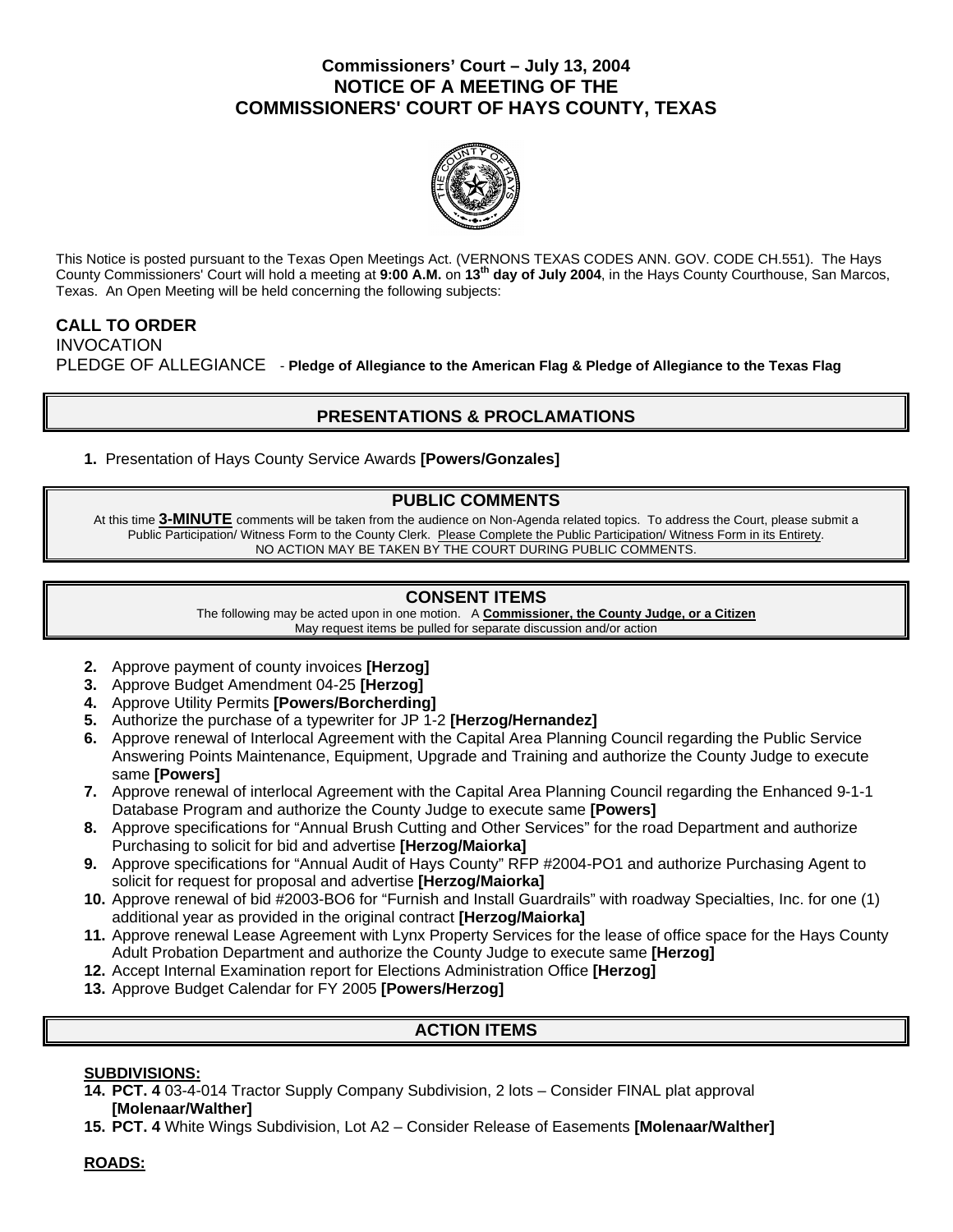# Commissioners' Court – July 13, 2004
# NOTICE OF A MEETING OF THE COMMISSIONERS' COURT OF HAYS COUNTY, TEXAS

This Notice is posted pursuant to the Texas Open Meetings Act. (VERNONS TEXAS CODES ANN. GOV. CODE CH.551). The Hays County Commissioners' Court will hold a meeting at **9:00 A.M.** on **13th day of July 2004**, in the Hays County Courthouse, San Marcos, Texas. An Open Meeting will be held concerning the following subjects:

**CALL TO ORDER**

INVOCATION

PLEDGE OF ALLEGIANCE - **Pledge of Allegiance to the American Flag & Pledge of Allegiance to the Texas Flag**

## PRESENTATIONS & PROCLAMATIONS

1. Presentation of Hays County Service Awards **[Powers/Gonzales]**

## PUBLIC COMMENTS

At this time **3-MINUTE** comments will be taken from the audience on Non-Agenda related topics. To address the Court, please submit a Public Participation/ Witness Form to the County Clerk. Please Complete the Public Participation/ Witness Form in its Entirety. NO ACTION MAY BE TAKEN BY THE COURT DURING PUBLIC COMMENTS.

## CONSENT ITEMS

The following may be acted upon in one motion. A **Commissioner, the County Judge, or a Citizen** May request items be pulled for separate discussion and/or action

2. Approve payment of county invoices **[Herzog]**
3. Approve Budget Amendment 04-25 **[Herzog]**
4. Approve Utility Permits **[Powers/Borcherding]**
5. Authorize the purchase of a typewriter for JP 1-2 **[Herzog/Hernandez]**
6. Approve renewal of Interlocal Agreement with the Capital Area Planning Council regarding the Public Service Answering Points Maintenance, Equipment, Upgrade and Training and authorize the County Judge to execute same **[Powers]**
7. Approve renewal of interlocal Agreement with the Capital Area Planning Council regarding the Enhanced 9-1-1 Database Program and authorize the County Judge to execute same **[Powers]**
8. Approve specifications for "Annual Brush Cutting and Other Services" for the road Department and authorize Purchasing to solicit for bid and advertise **[Herzog/Maiorka]**
9. Approve specifications for "Annual Audit of Hays County" RFP #2004-PO1 and authorize Purchasing Agent to solicit for request for proposal and advertise **[Herzog/Maiorka]**
10. Approve renewal of bid #2003-BO6 for "Furnish and Install Guardrails" with roadway Specialties, Inc. for one (1) additional year as provided in the original contract **[Herzog/Maiorka]**
11. Approve renewal Lease Agreement with Lynx Property Services for the lease of office space for the Hays County Adult Probation Department and authorize the County Judge to execute same **[Herzog]**
12. Accept Internal Examination report for Elections Administration Office **[Herzog]**
13. Approve Budget Calendar for FY 2005 **[Powers/Herzog]**

## ACTION ITEMS

**SUBDIVISIONS:**

14. **PCT. 4** 03-4-014 Tractor Supply Company Subdivision, 2 lots – Consider FINAL plat approval **[Molenaar/Walther]**
15. **PCT. 4** White Wings Subdivision, Lot A2 – Consider Release of Easements **[Molenaar/Walther]**

**ROADS:**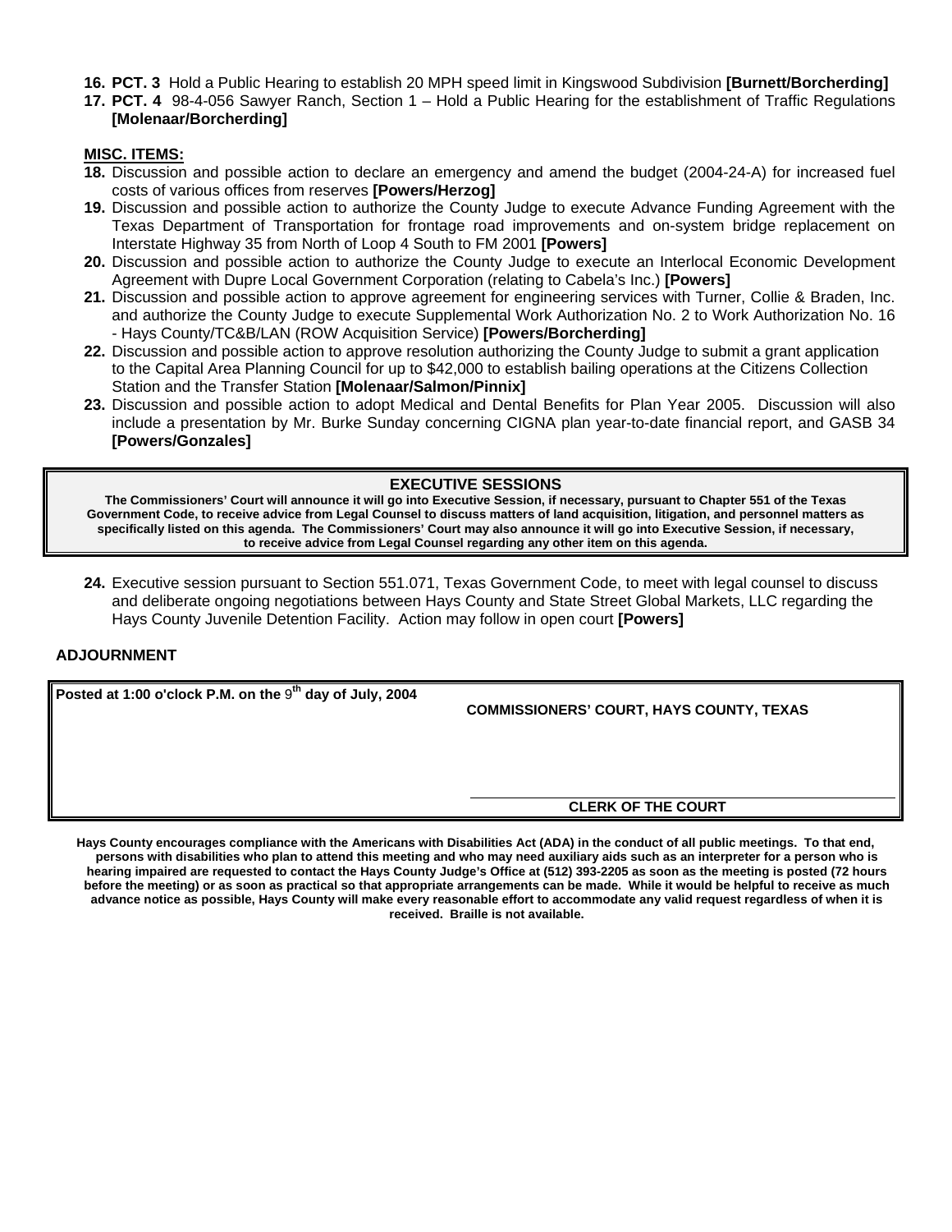16. **PCT. 3** Hold a Public Hearing to establish 20 MPH speed limit in Kingswood Subdivision **[Burnett/Borcherding]**
17. **PCT. 4** 98-4-056 Sawyer Ranch, Section 1 – Hold a Public Hearing for the establishment of Traffic Regulations **[Molenaar/Borcherding]**

**MISC. ITEMS:**

18. Discussion and possible action to declare an emergency and amend the budget (2004-24-A) for increased fuel costs of various offices from reserves **[Powers/Herzog]**
19. Discussion and possible action to authorize the County Judge to execute Advance Funding Agreement with the Texas Department of Transportation for frontage road improvements and on-system bridge replacement on Interstate Highway 35 from North of Loop 4 South to FM 2001 **[Powers]**
20. Discussion and possible action to authorize the County Judge to execute an Interlocal Economic Development Agreement with Dupre Local Government Corporation (relating to Cabela's Inc.) **[Powers]**
21. Discussion and possible action to approve agreement for engineering services with Turner, Collie & Braden, Inc. and authorize the County Judge to execute Supplemental Work Authorization No. 2 to Work Authorization No. 16 - Hays County/TC&B/LAN (ROW Acquisition Service) **[Powers/Borcherding]**
22. Discussion and possible action to approve resolution authorizing the County Judge to submit a grant application to the Capital Area Planning Council for up to $42,000 to establish bailing operations at the Citizens Collection Station and the Transfer Station **[Molenaar/Salmon/Pinnix]**
23. Discussion and possible action to adopt Medical and Dental Benefits for Plan Year 2005. Discussion will also include a presentation by Mr. Burke Sunday concerning CIGNA plan year-to-date financial report, and GASB 34 **[Powers/Gonzales]**

**EXECUTIVE SESSIONS**

**The Commissioners' Court will announce it will go into Executive Session, if necessary, pursuant to Chapter 551 of the Texas Government Code, to receive advice from Legal Counsel to discuss matters of land acquisition, litigation, and personnel matters as specifically listed on this agenda. The Commissioners' Court may also announce it will go into Executive Session, if necessary, to receive advice from Legal Counsel regarding any other item on this agenda.**

24. Executive session pursuant to Section 551.071, Texas Government Code, to meet with legal counsel to discuss and deliberate ongoing negotiations between Hays County and State Street Global Markets, LLC regarding the Hays County Juvenile Detention Facility. Action may follow in open court **[Powers]**

**ADJOURNMENT**

**Posted at 1:00 o'clock P.M. on the 9th day of July, 2004**

**COMMISSIONERS' COURT, HAYS COUNTY, TEXAS**

**CLERK OF THE COURT**

**Hays County encourages compliance with the Americans with Disabilities Act (ADA) in the conduct of all public meetings. To that end, persons with disabilities who plan to attend this meeting and who may need auxiliary aids such as an interpreter for a person who is hearing impaired are requested to contact the Hays County Judge's Office at (512) 393-2205 as soon as the meeting is posted (72 hours before the meeting) or as soon as practical so that appropriate arrangements can be made. While it would be helpful to receive as much advance notice as possible, Hays County will make every reasonable effort to accommodate any valid request regardless of when it is received. Braille is not available.**